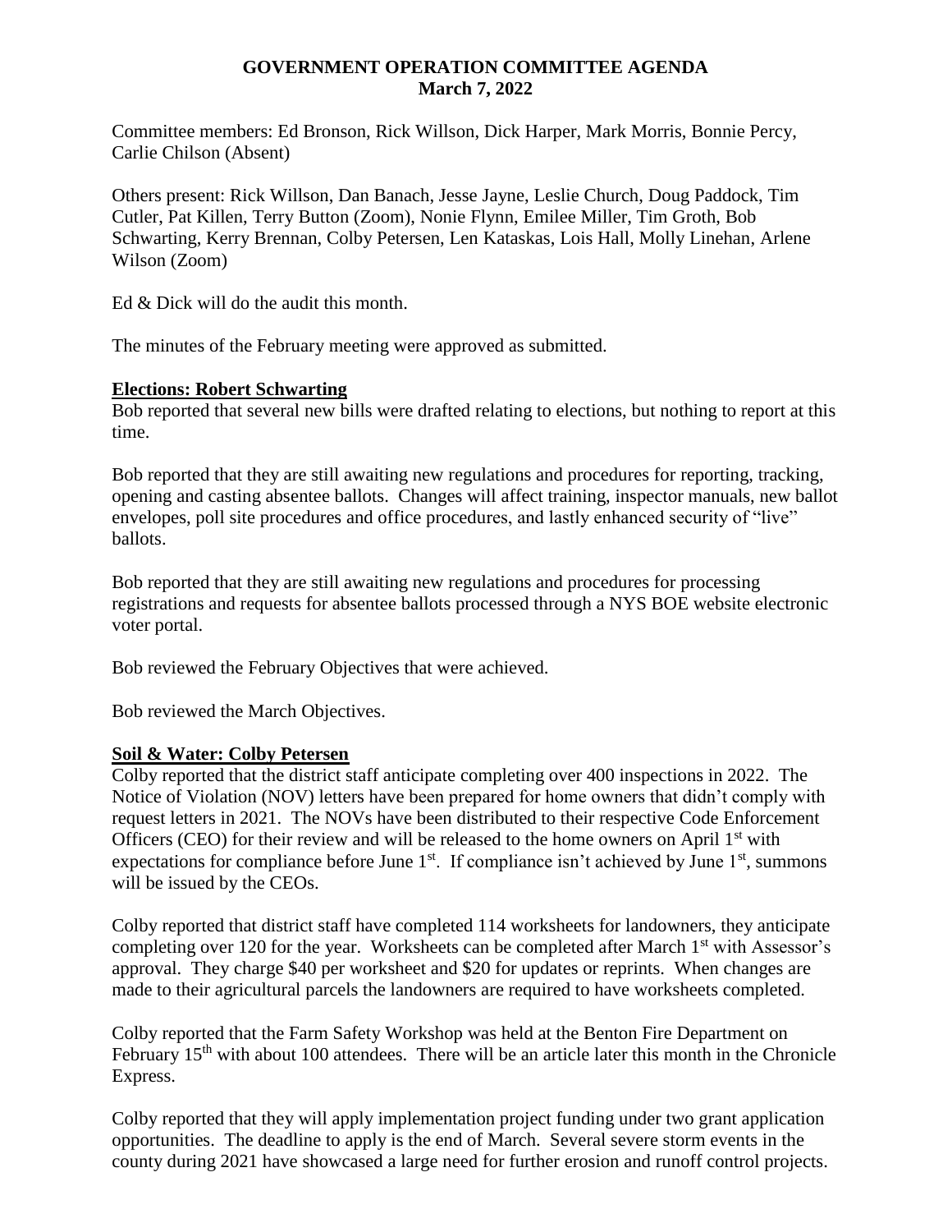# GOVERNMENT OPERATION COMMITTEE AGENDA
## March 7, 2022

Committee members: Ed Bronson, Rick Willson, Dick Harper, Mark Morris, Bonnie Percy, Carlie Chilson (Absent)

Others present: Rick Willson, Dan Banach, Jesse Jayne, Leslie Church, Doug Paddock, Tim Cutler, Pat Killen, Terry Button (Zoom), Nonie Flynn, Emilee Miller, Tim Groth, Bob Schwarting, Kerry Brennan, Colby Petersen, Len Kataskas, Lois Hall, Molly Linehan, Arlene Wilson (Zoom)

Ed & Dick will do the audit this month.

The minutes of the February meeting were approved as submitted.

**Elections: Robert Schwarting**

Bob reported that several new bills were drafted relating to elections, but nothing to report at this time.

Bob reported that they are still awaiting new regulations and procedures for reporting, tracking, opening and casting absentee ballots. Changes will affect training, inspector manuals, new ballot envelopes, poll site procedures and office procedures, and lastly enhanced security of "live" ballots.

Bob reported that they are still awaiting new regulations and procedures for processing registrations and requests for absentee ballots processed through a NYS BOE website electronic voter portal.

Bob reviewed the February Objectives that were achieved.

Bob reviewed the March Objectives.

**Soil & Water: Colby Petersen**

Colby reported that the district staff anticipate completing over 400 inspections in 2022. The Notice of Violation (NOV) letters have been prepared for home owners that didn't comply with request letters in 2021. The NOVs have been distributed to their respective Code Enforcement Officers (CEO) for their review and will be released to the home owners on April 1st with expectations for compliance before June 1st. If compliance isn't achieved by June 1st, summons will be issued by the CEOs.

Colby reported that district staff have completed 114 worksheets for landowners, they anticipate completing over 120 for the year. Worksheets can be completed after March 1st with Assessor's approval. They charge $40 per worksheet and $20 for updates or reprints. When changes are made to their agricultural parcels the landowners are required to have worksheets completed.

Colby reported that the Farm Safety Workshop was held at the Benton Fire Department on February 15th with about 100 attendees. There will be an article later this month in the Chronicle Express.

Colby reported that they will apply implementation project funding under two grant application opportunities. The deadline to apply is the end of March. Several severe storm events in the county during 2021 have showcased a large need for further erosion and runoff control projects.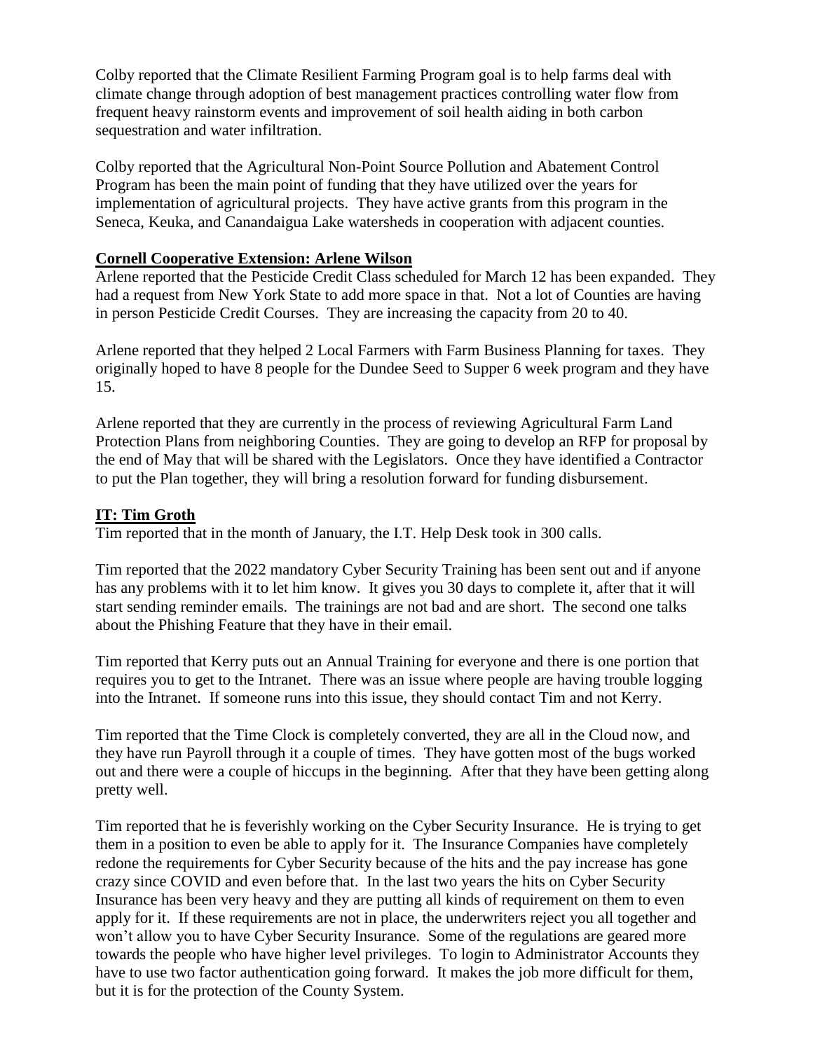Colby reported that the Climate Resilient Farming Program goal is to help farms deal with climate change through adoption of best management practices controlling water flow from frequent heavy rainstorm events and improvement of soil health aiding in both carbon sequestration and water infiltration.

Colby reported that the Agricultural Non-Point Source Pollution and Abatement Control Program has been the main point of funding that they have utilized over the years for implementation of agricultural projects. They have active grants from this program in the Seneca, Keuka, and Canandaigua Lake watersheds in cooperation with adjacent counties.

**Cornell Cooperative Extension: Arlene Wilson**

Arlene reported that the Pesticide Credit Class scheduled for March 12 has been expanded. They had a request from New York State to add more space in that. Not a lot of Counties are having in person Pesticide Credit Courses. They are increasing the capacity from 20 to 40.

Arlene reported that they helped 2 Local Farmers with Farm Business Planning for taxes. They originally hoped to have 8 people for the Dundee Seed to Supper 6 week program and they have 15.

Arlene reported that they are currently in the process of reviewing Agricultural Farm Land Protection Plans from neighboring Counties. They are going to develop an RFP for proposal by the end of May that will be shared with the Legislators. Once they have identified a Contractor to put the Plan together, they will bring a resolution forward for funding disbursement.

**IT: Tim Groth**

Tim reported that in the month of January, the I.T. Help Desk took in 300 calls.

Tim reported that the 2022 mandatory Cyber Security Training has been sent out and if anyone has any problems with it to let him know. It gives you 30 days to complete it, after that it will start sending reminder emails. The trainings are not bad and are short. The second one talks about the Phishing Feature that they have in their email.

Tim reported that Kerry puts out an Annual Training for everyone and there is one portion that requires you to get to the Intranet. There was an issue where people are having trouble logging into the Intranet. If someone runs into this issue, they should contact Tim and not Kerry.

Tim reported that the Time Clock is completely converted, they are all in the Cloud now, and they have run Payroll through it a couple of times. They have gotten most of the bugs worked out and there were a couple of hiccups in the beginning. After that they have been getting along pretty well.

Tim reported that he is feverishly working on the Cyber Security Insurance. He is trying to get them in a position to even be able to apply for it. The Insurance Companies have completely redone the requirements for Cyber Security because of the hits and the pay increase has gone crazy since COVID and even before that. In the last two years the hits on Cyber Security Insurance has been very heavy and they are putting all kinds of requirement on them to even apply for it. If these requirements are not in place, the underwriters reject you all together and won't allow you to have Cyber Security Insurance. Some of the regulations are geared more towards the people who have higher level privileges. To login to Administrator Accounts they have to use two factor authentication going forward. It makes the job more difficult for them, but it is for the protection of the County System.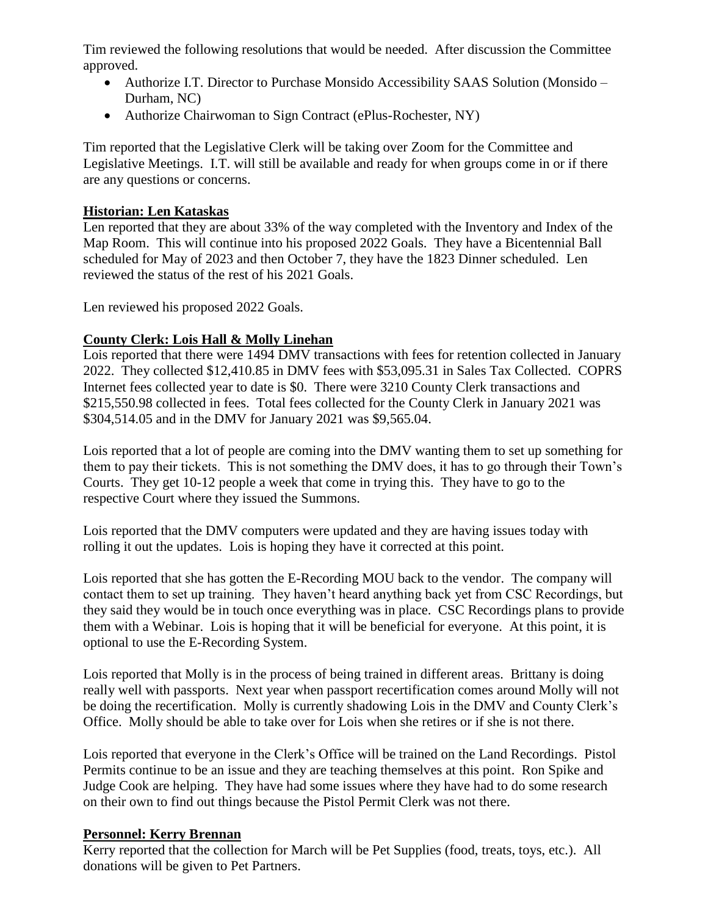Tim reviewed the following resolutions that would be needed. After discussion the Committee approved.

- Authorize I.T. Director to Purchase Monsido Accessibility SAAS Solution (Monsido – Durham, NC)
- Authorize Chairwoman to Sign Contract (ePlus-Rochester, NY)

Tim reported that the Legislative Clerk will be taking over Zoom for the Committee and Legislative Meetings. I.T. will still be available and ready for when groups come in or if there are any questions or concerns.

**Historian: Len Kataskas**

Len reported that they are about 33% of the way completed with the Inventory and Index of the Map Room. This will continue into his proposed 2022 Goals. They have a Bicentennial Ball scheduled for May of 2023 and then October 7, they have the 1823 Dinner scheduled. Len reviewed the status of the rest of his 2021 Goals.

Len reviewed his proposed 2022 Goals.

**County Clerk: Lois Hall & Molly Linehan**

Lois reported that there were 1494 DMV transactions with fees for retention collected in January 2022. They collected $12,410.85 in DMV fees with $53,095.31 in Sales Tax Collected. COPRS Internet fees collected year to date is $0. There were 3210 County Clerk transactions and $215,550.98 collected in fees. Total fees collected for the County Clerk in January 2021 was $304,514.05 and in the DMV for January 2021 was $9,565.04.

Lois reported that a lot of people are coming into the DMV wanting them to set up something for them to pay their tickets. This is not something the DMV does, it has to go through their Town's Courts. They get 10-12 people a week that come in trying this. They have to go to the respective Court where they issued the Summons.

Lois reported that the DMV computers were updated and they are having issues today with rolling it out the updates. Lois is hoping they have it corrected at this point.

Lois reported that she has gotten the E-Recording MOU back to the vendor. The company will contact them to set up training. They haven't heard anything back yet from CSC Recordings, but they said they would be in touch once everything was in place. CSC Recordings plans to provide them with a Webinar. Lois is hoping that it will be beneficial for everyone. At this point, it is optional to use the E-Recording System.

Lois reported that Molly is in the process of being trained in different areas. Brittany is doing really well with passports. Next year when passport recertification comes around Molly will not be doing the recertification. Molly is currently shadowing Lois in the DMV and County Clerk's Office. Molly should be able to take over for Lois when she retires or if she is not there.

Lois reported that everyone in the Clerk's Office will be trained on the Land Recordings. Pistol Permits continue to be an issue and they are teaching themselves at this point. Ron Spike and Judge Cook are helping. They have had some issues where they have had to do some research on their own to find out things because the Pistol Permit Clerk was not there.

**Personnel: Kerry Brennan**

Kerry reported that the collection for March will be Pet Supplies (food, treats, toys, etc.). All donations will be given to Pet Partners.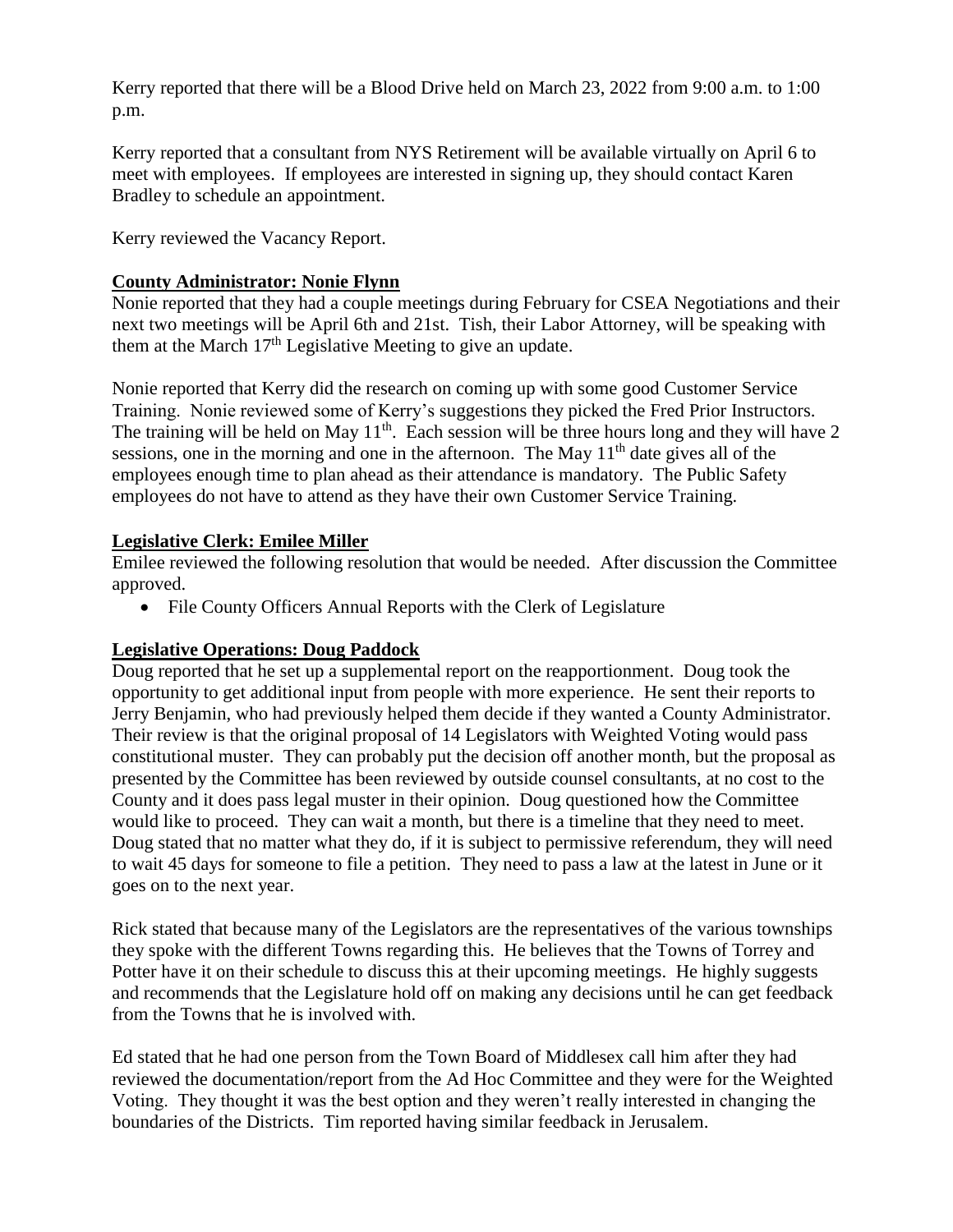Kerry reported that there will be a Blood Drive held on March 23, 2022 from 9:00 a.m. to 1:00 p.m.

Kerry reported that a consultant from NYS Retirement will be available virtually on April 6 to meet with employees. If employees are interested in signing up, they should contact Karen Bradley to schedule an appointment.

Kerry reviewed the Vacancy Report.

**County Administrator: Nonie Flynn**

Nonie reported that they had a couple meetings during February for CSEA Negotiations and their next two meetings will be April 6th and 21st. Tish, their Labor Attorney, will be speaking with them at the March 17th Legislative Meeting to give an update.

Nonie reported that Kerry did the research on coming up with some good Customer Service Training. Nonie reviewed some of Kerry's suggestions they picked the Fred Prior Instructors. The training will be held on May 11th. Each session will be three hours long and they will have 2 sessions, one in the morning and one in the afternoon. The May 11th date gives all of the employees enough time to plan ahead as their attendance is mandatory. The Public Safety employees do not have to attend as they have their own Customer Service Training.

**Legislative Clerk: Emilee Miller**

Emilee reviewed the following resolution that would be needed. After discussion the Committee approved.

- File County Officers Annual Reports with the Clerk of Legislature

**Legislative Operations: Doug Paddock**

Doug reported that he set up a supplemental report on the reapportionment. Doug took the opportunity to get additional input from people with more experience. He sent their reports to Jerry Benjamin, who had previously helped them decide if they wanted a County Administrator. Their review is that the original proposal of 14 Legislators with Weighted Voting would pass constitutional muster. They can probably put the decision off another month, but the proposal as presented by the Committee has been reviewed by outside counsel consultants, at no cost to the County and it does pass legal muster in their opinion. Doug questioned how the Committee would like to proceed. They can wait a month, but there is a timeline that they need to meet. Doug stated that no matter what they do, if it is subject to permissive referendum, they will need to wait 45 days for someone to file a petition. They need to pass a law at the latest in June or it goes on to the next year.

Rick stated that because many of the Legislators are the representatives of the various townships they spoke with the different Towns regarding this. He believes that the Towns of Torrey and Potter have it on their schedule to discuss this at their upcoming meetings. He highly suggests and recommends that the Legislature hold off on making any decisions until he can get feedback from the Towns that he is involved with.

Ed stated that he had one person from the Town Board of Middlesex call him after they had reviewed the documentation/report from the Ad Hoc Committee and they were for the Weighted Voting. They thought it was the best option and they weren't really interested in changing the boundaries of the Districts. Tim reported having similar feedback in Jerusalem.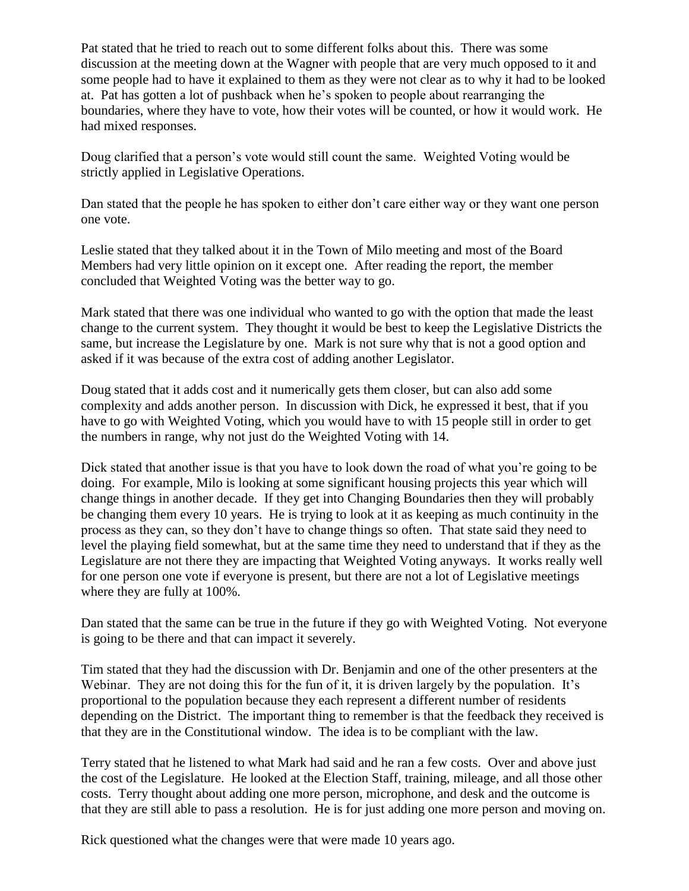Pat stated that he tried to reach out to some different folks about this. There was some discussion at the meeting down at the Wagner with people that are very much opposed to it and some people had to have it explained to them as they were not clear as to why it had to be looked at. Pat has gotten a lot of pushback when he's spoken to people about rearranging the boundaries, where they have to vote, how their votes will be counted, or how it would work. He had mixed responses.

Doug clarified that a person's vote would still count the same. Weighted Voting would be strictly applied in Legislative Operations.

Dan stated that the people he has spoken to either don't care either way or they want one person one vote.

Leslie stated that they talked about it in the Town of Milo meeting and most of the Board Members had very little opinion on it except one. After reading the report, the member concluded that Weighted Voting was the better way to go.

Mark stated that there was one individual who wanted to go with the option that made the least change to the current system. They thought it would be best to keep the Legislative Districts the same, but increase the Legislature by one. Mark is not sure why that is not a good option and asked if it was because of the extra cost of adding another Legislator.

Doug stated that it adds cost and it numerically gets them closer, but can also add some complexity and adds another person. In discussion with Dick, he expressed it best, that if you have to go with Weighted Voting, which you would have to with 15 people still in order to get the numbers in range, why not just do the Weighted Voting with 14.

Dick stated that another issue is that you have to look down the road of what you're going to be doing. For example, Milo is looking at some significant housing projects this year which will change things in another decade. If they get into Changing Boundaries then they will probably be changing them every 10 years. He is trying to look at it as keeping as much continuity in the process as they can, so they don't have to change things so often. That state said they need to level the playing field somewhat, but at the same time they need to understand that if they as the Legislature are not there they are impacting that Weighted Voting anyways. It works really well for one person one vote if everyone is present, but there are not a lot of Legislative meetings where they are fully at 100%.

Dan stated that the same can be true in the future if they go with Weighted Voting. Not everyone is going to be there and that can impact it severely.

Tim stated that they had the discussion with Dr. Benjamin and one of the other presenters at the Webinar. They are not doing this for the fun of it, it is driven largely by the population. It's proportional to the population because they each represent a different number of residents depending on the District. The important thing to remember is that the feedback they received is that they are in the Constitutional window. The idea is to be compliant with the law.

Terry stated that he listened to what Mark had said and he ran a few costs. Over and above just the cost of the Legislature. He looked at the Election Staff, training, mileage, and all those other costs. Terry thought about adding one more person, microphone, and desk and the outcome is that they are still able to pass a resolution. He is for just adding one more person and moving on.

Rick questioned what the changes were that were made 10 years ago.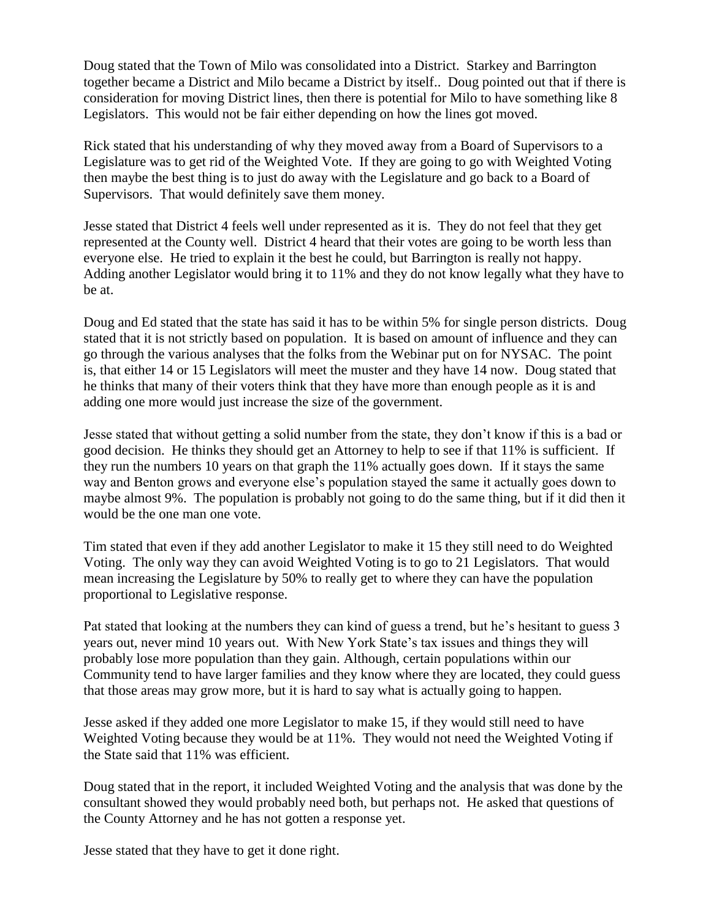Doug stated that the Town of Milo was consolidated into a District. Starkey and Barrington together became a District and Milo became a District by itself.. Doug pointed out that if there is consideration for moving District lines, then there is potential for Milo to have something like 8 Legislators. This would not be fair either depending on how the lines got moved.

Rick stated that his understanding of why they moved away from a Board of Supervisors to a Legislature was to get rid of the Weighted Vote. If they are going to go with Weighted Voting then maybe the best thing is to just do away with the Legislature and go back to a Board of Supervisors. That would definitely save them money.

Jesse stated that District 4 feels well under represented as it is. They do not feel that they get represented at the County well. District 4 heard that their votes are going to be worth less than everyone else. He tried to explain it the best he could, but Barrington is really not happy. Adding another Legislator would bring it to 11% and they do not know legally what they have to be at.

Doug and Ed stated that the state has said it has to be within 5% for single person districts. Doug stated that it is not strictly based on population. It is based on amount of influence and they can go through the various analyses that the folks from the Webinar put on for NYSAC. The point is, that either 14 or 15 Legislators will meet the muster and they have 14 now. Doug stated that he thinks that many of their voters think that they have more than enough people as it is and adding one more would just increase the size of the government.

Jesse stated that without getting a solid number from the state, they don't know if this is a bad or good decision. He thinks they should get an Attorney to help to see if that 11% is sufficient. If they run the numbers 10 years on that graph the 11% actually goes down. If it stays the same way and Benton grows and everyone else's population stayed the same it actually goes down to maybe almost 9%. The population is probably not going to do the same thing, but if it did then it would be the one man one vote.

Tim stated that even if they add another Legislator to make it 15 they still need to do Weighted Voting. The only way they can avoid Weighted Voting is to go to 21 Legislators. That would mean increasing the Legislature by 50% to really get to where they can have the population proportional to Legislative response.

Pat stated that looking at the numbers they can kind of guess a trend, but he's hesitant to guess 3 years out, never mind 10 years out. With New York State's tax issues and things they will probably lose more population than they gain. Although, certain populations within our Community tend to have larger families and they know where they are located, they could guess that those areas may grow more, but it is hard to say what is actually going to happen.

Jesse asked if they added one more Legislator to make 15, if they would still need to have Weighted Voting because they would be at 11%. They would not need the Weighted Voting if the State said that 11% was efficient.

Doug stated that in the report, it included Weighted Voting and the analysis that was done by the consultant showed they would probably need both, but perhaps not. He asked that questions of the County Attorney and he has not gotten a response yet.

Jesse stated that they have to get it done right.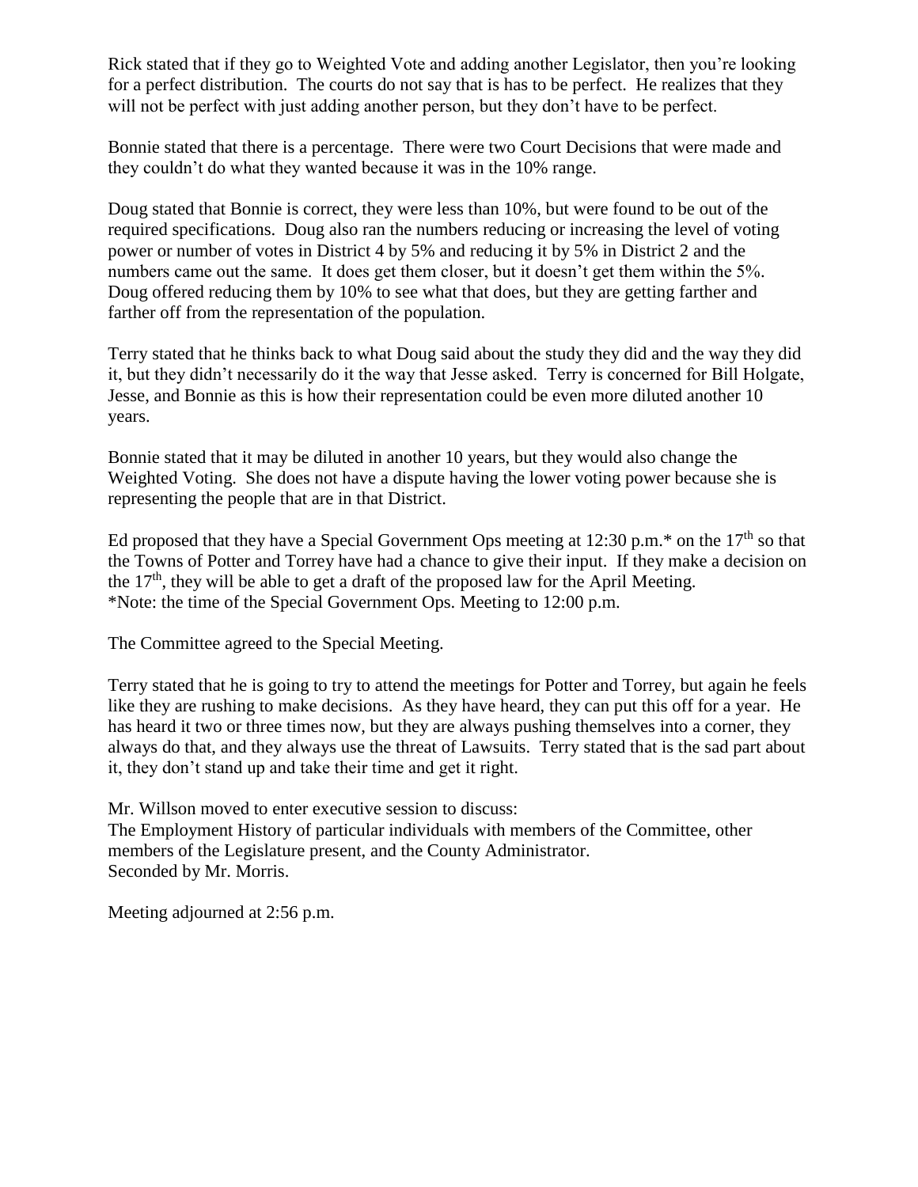Rick stated that if they go to Weighted Vote and adding another Legislator, then you're looking for a perfect distribution. The courts do not say that is has to be perfect. He realizes that they will not be perfect with just adding another person, but they don't have to be perfect.

Bonnie stated that there is a percentage. There were two Court Decisions that were made and they couldn't do what they wanted because it was in the 10% range.

Doug stated that Bonnie is correct, they were less than 10%, but were found to be out of the required specifications. Doug also ran the numbers reducing or increasing the level of voting power or number of votes in District 4 by 5% and reducing it by 5% in District 2 and the numbers came out the same. It does get them closer, but it doesn't get them within the 5%. Doug offered reducing them by 10% to see what that does, but they are getting farther and farther off from the representation of the population.

Terry stated that he thinks back to what Doug said about the study they did and the way they did it, but they didn't necessarily do it the way that Jesse asked. Terry is concerned for Bill Holgate, Jesse, and Bonnie as this is how their representation could be even more diluted another 10 years.

Bonnie stated that it may be diluted in another 10 years, but they would also change the Weighted Voting. She does not have a dispute having the lower voting power because she is representing the people that are in that District.

Ed proposed that they have a Special Government Ops meeting at 12:30 p.m.* on the 17th so that the Towns of Potter and Torrey have had a chance to give their input. If they make a decision on the 17th, they will be able to get a draft of the proposed law for the April Meeting.
*Note: the time of the Special Government Ops. Meeting to 12:00 p.m.

The Committee agreed to the Special Meeting.

Terry stated that he is going to try to attend the meetings for Potter and Torrey, but again he feels like they are rushing to make decisions. As they have heard, they can put this off for a year. He has heard it two or three times now, but they are always pushing themselves into a corner, they always do that, and they always use the threat of Lawsuits. Terry stated that is the sad part about it, they don't stand up and take their time and get it right.

Mr. Willson moved to enter executive session to discuss:
The Employment History of particular individuals with members of the Committee, other members of the Legislature present, and the County Administrator.
Seconded by Mr. Morris.

Meeting adjourned at 2:56 p.m.